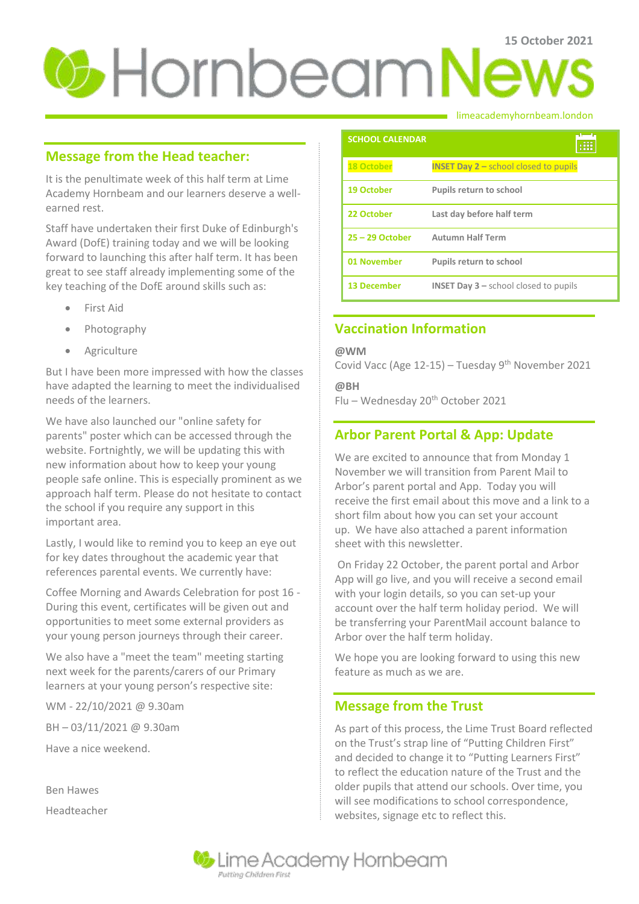15 October 2021

# Hornbeam News

limeacademyhornbeam.london

## Message from the Head teacher:

It is the penultimate week of this half term at Lime Academy Hornbeam and our learners deserve a well-earned rest.

Staff have undertaken their first Duke of Edinburgh's Award (DofE) training today and we will be looking forward to launching this after half term. It has been great to see staff already implementing some of the key teaching of the DofE around skills such as:

- First Aid
- Photography
- Agriculture

But I have been more impressed with how the classes have adapted the learning to meet the individualised needs of the learners.

We have also launched our "online safety for parents" poster which can be accessed through the website. Fortnightly, we will be updating this with new information about how to keep your young people safe online. This is especially prominent as we approach half term. Please do not hesitate to contact the school if you require any support in this important area.

Lastly, I would like to remind you to keep an eye out for key dates throughout the academic year that references parental events. We currently have:

Coffee Morning and Awards Celebration for post 16 - During this event, certificates will be given out and opportunities to meet some external providers as your young person journeys through their career.

We also have a "meet the team" meeting starting next week for the parents/carers of our Primary learners at your young person's respective site:

WM - 22/10/2021 @ 9.30am

BH – 03/11/2021 @ 9.30am

Have a nice weekend.

Ben Hawes

Headteacher

## SCHOOL CALENDAR

| Date | Event |
|---|---|
| 18 October | **INSET Day 2 –** school closed to pupils |
| 19 October | **Pupils return to school** |
| 22 October | **Last day before half term** |
| 25 – 29 October | **Autumn Half Term** |
| 01 November | **Pupils return to school** |
| 13 December | **INSET Day 3 –** school closed to pupils |

## Vaccination Information

**@WM**
Covid Vacc (Age 12-15) – Tuesday 9th November 2021

**@BH**
Flu – Wednesday 20th October 2021

## Arbor Parent Portal & App: Update

We are excited to announce that from Monday 1 November we will transition from Parent Mail to Arbor's parent portal and App. Today you will receive the first email about this move and a link to a short film about how you can set your account up. We have also attached a parent information sheet with this newsletter.

On Friday 22 October, the parent portal and Arbor App will go live, and you will receive a second email with your login details, so you can set-up your account over the half term holiday period. We will be transferring your ParentMail account balance to Arbor over the half term holiday.

We hope you are looking forward to using this new feature as much as we are.

## Message from the Trust

As part of this process, the Lime Trust Board reflected on the Trust's strap line of "Putting Children First" and decided to change it to "Putting Learners First" to reflect the education nature of the Trust and the older pupils that attend our schools. Over time, you will see modifications to school correspondence, websites, signage etc to reflect this.

Lime Academy Hornbeam
*Putting Children First*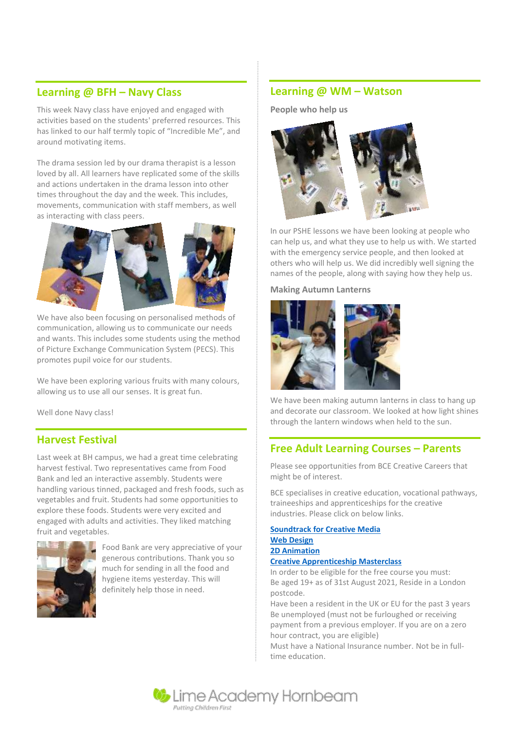## Learning @ BFH – Navy Class

This week Navy class have enjoyed and engaged with activities based on the students' preferred resources. This has linked to our half termly topic of "Incredible Me", and around motivating items.

The drama session led by our drama therapist is a lesson loved by all. All learners have replicated some of the skills and actions undertaken in the drama lesson into other times throughout the day and the week. This includes, movements, communication with staff members, as well as interacting with class peers.

We have also been focusing on personalised methods of communication, allowing us to communicate our needs and wants. This includes some students using the method of Picture Exchange Communication System (PECS). This promotes pupil voice for our students.

We have been exploring various fruits with many colours, allowing us to use all our senses. It is great fun.

Well done Navy class!

## Harvest Festival

Last week at BH campus, we had a great time celebrating harvest festival. Two representatives came from Food Bank and led an interactive assembly. Students were handling various tinned, packaged and fresh foods, such as vegetables and fruit. Students had some opportunities to explore these foods. Students were very excited and engaged with adults and activities. They liked matching fruit and vegetables.

Food Bank are very appreciative of your generous contributions. Thank you so much for sending in all the food and hygiene items yesterday. This will definitely help those in need.

## Learning @ WM – Watson

**People who help us**

In our PSHE lessons we have been looking at people who can help us, and what they use to help us with. We started with the emergency service people, and then looked at others who will help us. We did incredibly well signing the names of the people, along with saying how they help us.

**Making Autumn Lanterns**

We have been making autumn lanterns in class to hang up and decorate our classroom. We looked at how light shines through the lantern windows when held to the sun.

## Free Adult Learning Courses – Parents

Please see opportunities from BCE Creative Careers that might be of interest.

BCE specialises in creative education, vocational pathways, traineeships and apprenticeships for the creative industries. Please click on below links.

**Soundtrack for Creative Media**
**Web Design**
**2D Animation**
**Creative Apprenticeship Masterclass**

In order to be eligible for the free course you must:
Be aged 19+ as of 31st August 2021, Reside in a London postcode.
Have been a resident in the UK or EU for the past 3 years
Be unemployed (must not be furloughed or receiving payment from a previous employer. If you are on a zero hour contract, you are eligible)
Must have a National Insurance number. Not be in full-time education.